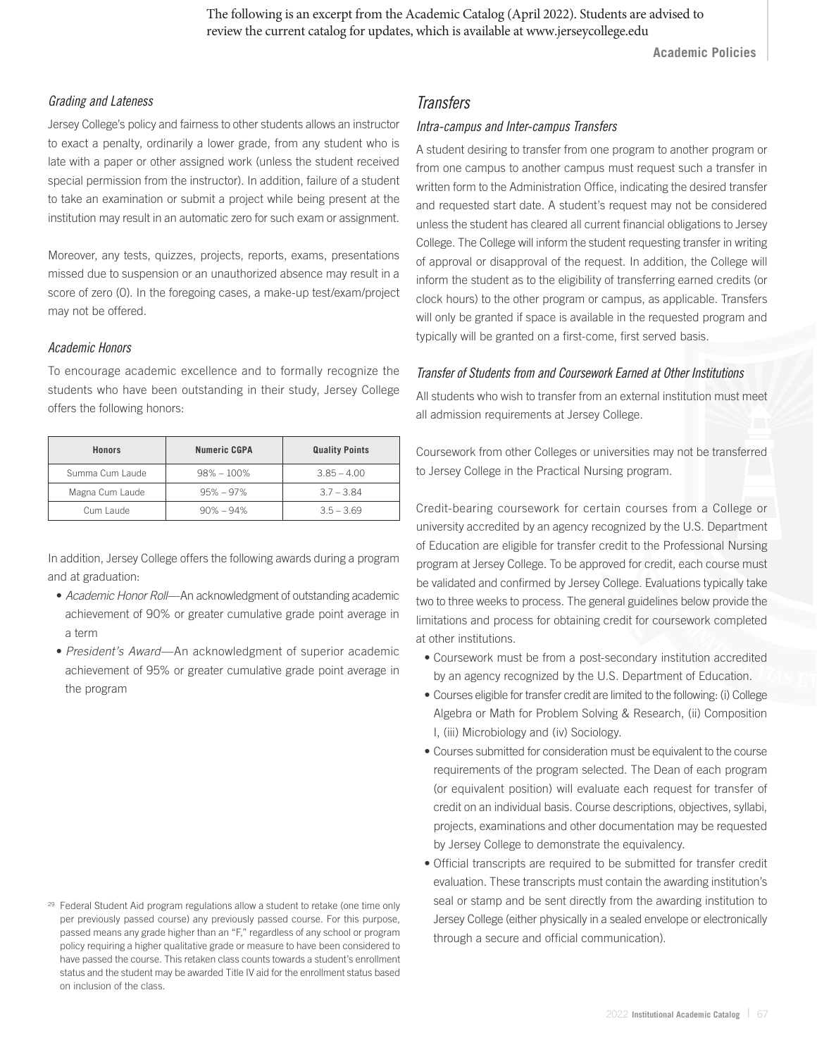The following is an excerpt from the Academic Catalog (April 2022). Students are advised to review the current catalog for updates, which is available at www.jerseycollege.edu

### *Grading and Lateness*

Jersey College's policy and fairness to other students allows an instructor to exact a penalty, ordinarily a lower grade, from any student who is late with a paper or other assigned work (unless the student received special permission from the instructor). In addition, failure of a student to take an examination or submit a project while being present at the institution may result in an automatic zero for such exam or assignment.

Moreover, any tests, quizzes, projects, reports, exams, presentations missed due to suspension or an unauthorized absence may result in a score of zero (0). In the foregoing cases, a make-up test/exam/project may not be offered.

### *Academic Honors*

To encourage academic excellence and to formally recognize the students who have been outstanding in their study, Jersey College offers the following honors:

| Honors | Numeric CGPA | Quality Points |
| --- | --- | --- |
| Summa Cum Laude | 98% – 100% | 3.85 – 4.00 |
| Magna Cum Laude | 95% – 97% | 3.7 – 3.84 |
| Cum Laude | 90% – 94% | 3.5 – 3.69 |

In addition, Jersey College offers the following awards during a program and at graduation:

- *Academic Honor Roll*—An acknowledgment of outstanding academic achievement of 90% or greater cumulative grade point average in a term
- *President's Award*—An acknowledgment of superior academic achievement of 95% or greater cumulative grade point average in the program

## *Transfers*

### *Intra-campus and Inter-campus Transfers*

A student desiring to transfer from one program to another program or from one campus to another campus must request such a transfer in written form to the Administration Office, indicating the desired transfer and requested start date. A student's request may not be considered unless the student has cleared all current financial obligations to Jersey College. The College will inform the student requesting transfer in writing of approval or disapproval of the request. In addition, the College will inform the student as to the eligibility of transferring earned credits (or clock hours) to the other program or campus, as applicable. Transfers will only be granted if space is available in the requested program and typically will be granted on a first-come, first served basis.

### *Transfer of Students from and Coursework Earned at Other Institutions*

All students who wish to transfer from an external institution must meet all admission requirements at Jersey College.

Coursework from other Colleges or universities may not be transferred to Jersey College in the Practical Nursing program.

Credit-bearing coursework for certain courses from a College or university accredited by an agency recognized by the U.S. Department of Education are eligible for transfer credit to the Professional Nursing program at Jersey College. To be approved for credit, each course must be validated and confirmed by Jersey College. Evaluations typically take two to three weeks to process. The general guidelines below provide the limitations and process for obtaining credit for coursework completed at other institutions.

- Coursework must be from a post-secondary institution accredited by an agency recognized by the U.S. Department of Education.
- Courses eligible for transfer credit are limited to the following: (i) College Algebra or Math for Problem Solving & Research, (ii) Composition I, (iii) Microbiology and (iv) Sociology.
- Courses submitted for consideration must be equivalent to the course requirements of the program selected. The Dean of each program (or equivalent position) will evaluate each request for transfer of credit on an individual basis. Course descriptions, objectives, syllabi, projects, examinations and other documentation may be requested by Jersey College to demonstrate the equivalency.
- Official transcripts are required to be submitted for transfer credit evaluation. These transcripts must contain the awarding institution's seal or stamp and be sent directly from the awarding institution to Jersey College (either physically in a sealed envelope or electronically through a secure and official communication).

[29] Federal Student Aid program regulations allow a student to retake (one time only per previously passed course) any previously passed course. For this purpose, passed means any grade higher than an "F," regardless of any school or program policy requiring a higher qualitative grade or measure to have been considered to have passed the course. This retaken class counts towards a student's enrollment status and the student may be awarded Title IV aid for the enrollment status based on inclusion of the class.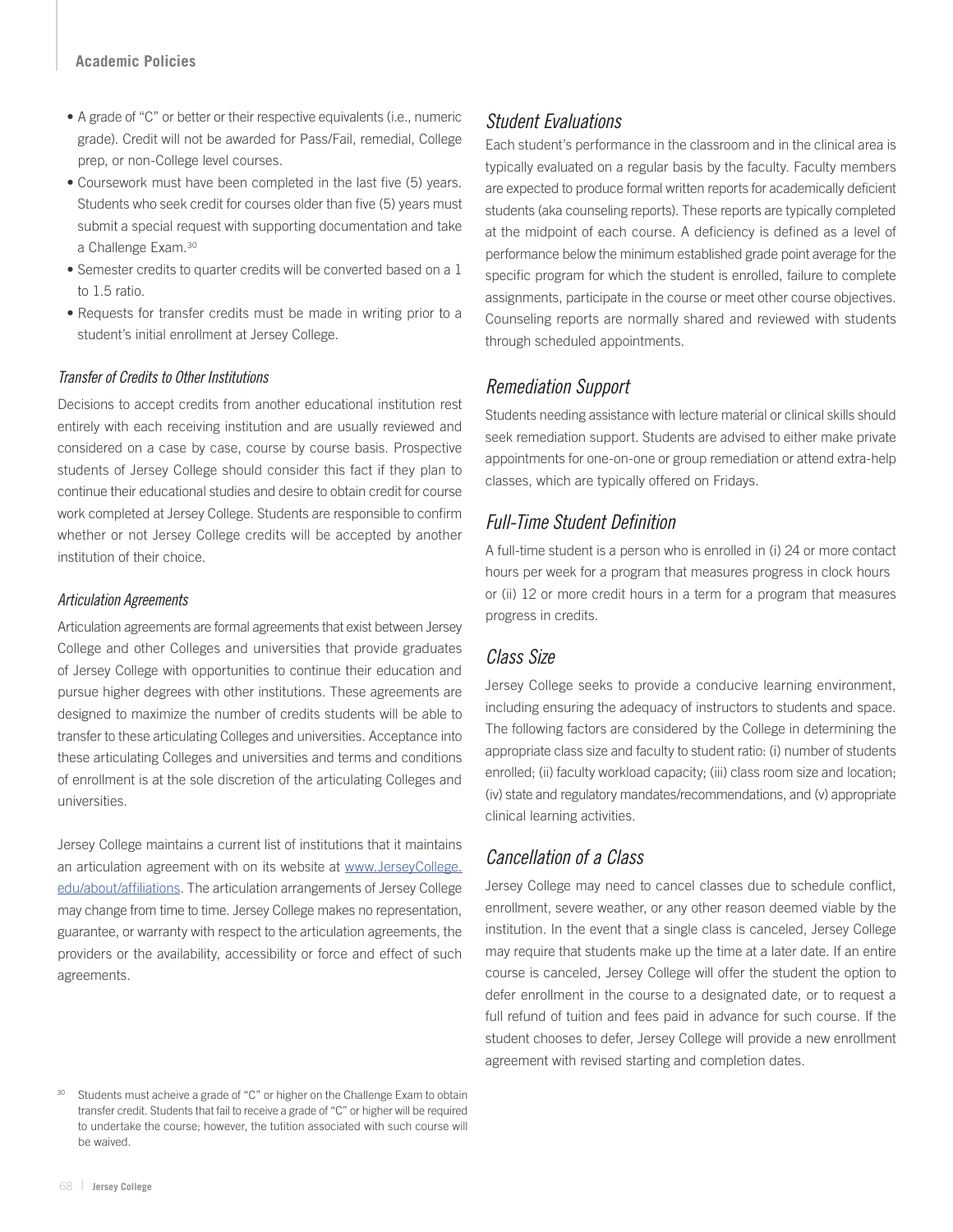- A grade of "C" or better or their respective equivalents (i.e., numeric grade). Credit will not be awarded for Pass/Fail, remedial, College prep, or non-College level courses.
- Coursework must have been completed in the last five (5) years. Students who seek credit for courses older than five (5) years must submit a special request with supporting documentation and take a Challenge Exam.[30]
- Semester credits to quarter credits will be converted based on a 1 to 1.5 ratio.
- Requests for transfer credits must be made in writing prior to a student's initial enrollment at Jersey College.

### *Transfer of Credits to Other Institutions*

Decisions to accept credits from another educational institution rest entirely with each receiving institution and are usually reviewed and considered on a case by case, course by course basis. Prospective students of Jersey College should consider this fact if they plan to continue their educational studies and desire to obtain credit for course work completed at Jersey College. Students are responsible to confirm whether or not Jersey College credits will be accepted by another institution of their choice.

### *Articulation Agreements*

Articulation agreements are formal agreements that exist between Jersey College and other Colleges and universities that provide graduates of Jersey College with opportunities to continue their education and pursue higher degrees with other institutions. These agreements are designed to maximize the number of credits students will be able to transfer to these articulating Colleges and universities. Acceptance into these articulating Colleges and universities and terms and conditions of enrollment is at the sole discretion of the articulating Colleges and universities.

Jersey College maintains a current list of institutions that it maintains an articulation agreement with on its website at www.JerseyCollege.edu/about/affiliations. The articulation arrangements of Jersey College may change from time to time. Jersey College makes no representation, guarantee, or warranty with respect to the articulation agreements, the providers or the availability, accessibility or force and effect of such agreements.

[30] Students must acheive a grade of "C" or higher on the Challenge Exam to obtain transfer credit. Students that fail to receive a grade of "C" or higher will be required to undertake the course; however, the tutition associated with such course will be waived.

## *Student Evaluations*

Each student's performance in the classroom and in the clinical area is typically evaluated on a regular basis by the faculty. Faculty members are expected to produce formal written reports for academically deficient students (aka counseling reports). These reports are typically completed at the midpoint of each course. A deficiency is defined as a level of performance below the minimum established grade point average for the specific program for which the student is enrolled, failure to complete assignments, participate in the course or meet other course objectives. Counseling reports are normally shared and reviewed with students through scheduled appointments.

## *Remediation Support*

Students needing assistance with lecture material or clinical skills should seek remediation support. Students are advised to either make private appointments for one-on-one or group remediation or attend extra-help classes, which are typically offered on Fridays.

## *Full-Time Student Definition*

A full-time student is a person who is enrolled in (i) 24 or more contact hours per week for a program that measures progress in clock hours or (ii) 12 or more credit hours in a term for a program that measures progress in credits.

## *Class Size*

Jersey College seeks to provide a conducive learning environment, including ensuring the adequacy of instructors to students and space. The following factors are considered by the College in determining the appropriate class size and faculty to student ratio: (i) number of students enrolled; (ii) faculty workload capacity; (iii) class room size and location; (iv) state and regulatory mandates/recommendations, and (v) appropriate clinical learning activities.

## *Cancellation of a Class*

Jersey College may need to cancel classes due to schedule conflict, enrollment, severe weather, or any other reason deemed viable by the institution. In the event that a single class is canceled, Jersey College may require that students make up the time at a later date. If an entire course is canceled, Jersey College will offer the student the option to defer enrollment in the course to a designated date, or to request a full refund of tuition and fees paid in advance for such course. If the student chooses to defer, Jersey College will provide a new enrollment agreement with revised starting and completion dates.